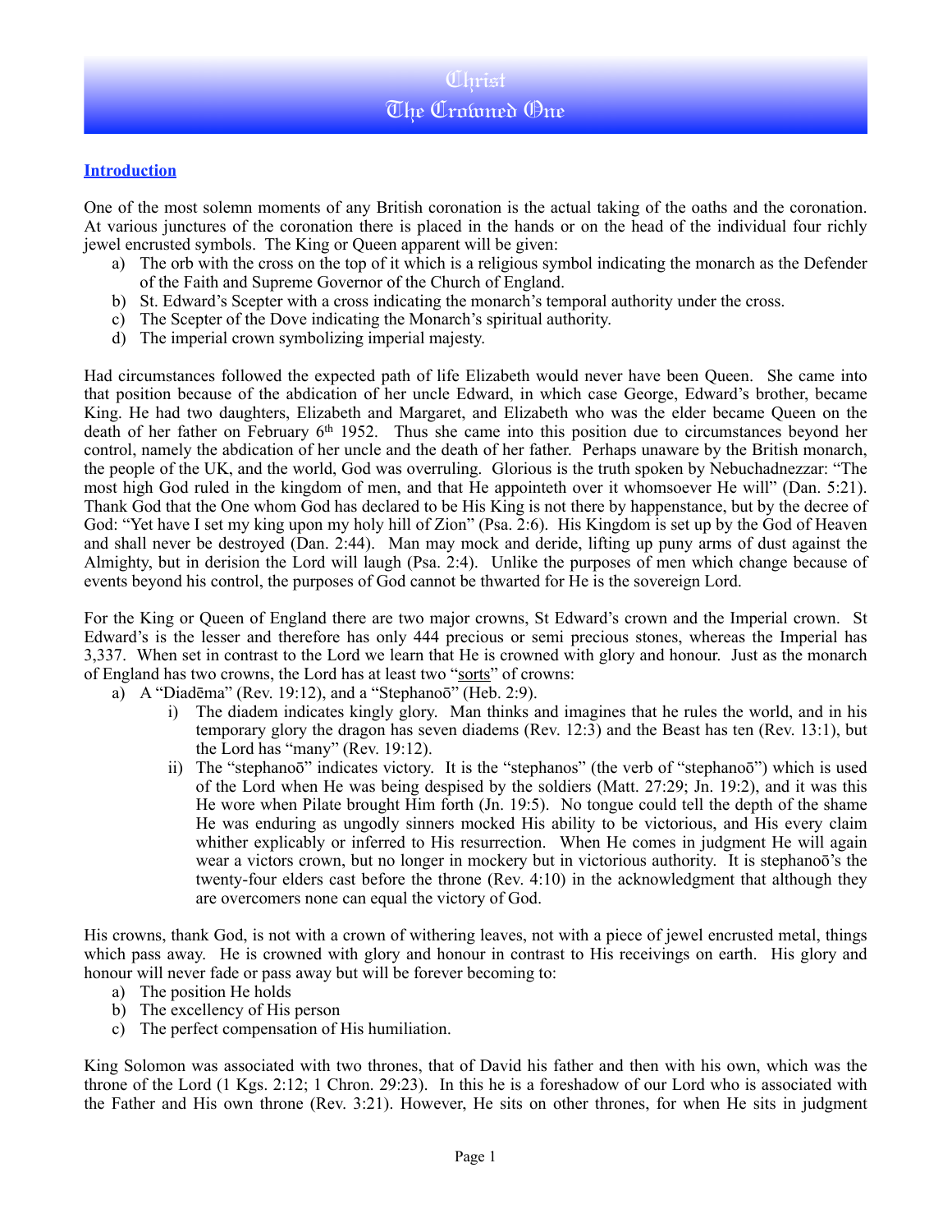# Christ
# The Crowned One

## **Introduction**

One of the most solemn moments of any British coronation is the actual taking of the oaths and the coronation. At various junctures of the coronation there is placed in the hands or on the head of the individual four richly jewel encrusted symbols. The King or Queen apparent will be given:

a) The orb with the cross on the top of it which is a religious symbol indicating the monarch as the Defender of the Faith and Supreme Governor of the Church of England.
b) St. Edward's Scepter with a cross indicating the monarch's temporal authority under the cross.
c) The Scepter of the Dove indicating the Monarch's spiritual authority.
d) The imperial crown symbolizing imperial majesty.

Had circumstances followed the expected path of life Elizabeth would never have been Queen. She came into that position because of the abdication of her uncle Edward, in which case George, Edward's brother, became King. He had two daughters, Elizabeth and Margaret, and Elizabeth who was the elder became Queen on the death of her father on February 6th 1952. Thus she came into this position due to circumstances beyond her control, namely the abdication of her uncle and the death of her father. Perhaps unaware by the British monarch, the people of the UK, and the world, God was overruling. Glorious is the truth spoken by Nebuchadnezzar: "The most high God ruled in the kingdom of men, and that He appointeth over it whomsoever He will" (Dan. 5:21). Thank God that the One whom God has declared to be His King is not there by happenstance, but by the decree of God: "Yet have I set my king upon my holy hill of Zion" (Psa. 2:6). His Kingdom is set up by the God of Heaven and shall never be destroyed (Dan. 2:44). Man may mock and deride, lifting up puny arms of dust against the Almighty, but in derision the Lord will laugh (Psa. 2:4). Unlike the purposes of men which change because of events beyond his control, the purposes of God cannot be thwarted for He is the sovereign Lord.

For the King or Queen of England there are two major crowns, St Edward's crown and the Imperial crown. St Edward's is the lesser and therefore has only 444 precious or semi precious stones, whereas the Imperial has 3,337. When set in contrast to the Lord we learn that He is crowned with glory and honour. Just as the monarch of England has two crowns, the Lord has at least two "sorts" of crowns:

a) A "Diadēma" (Rev. 19:12), and a "Stephanoō" (Heb. 2:9).
   i) The diadem indicates kingly glory. Man thinks and imagines that he rules the world, and in his temporary glory the dragon has seven diadems (Rev. 12:3) and the Beast has ten (Rev. 13:1), but the Lord has "many" (Rev. 19:12).
   ii) The "stephanoō" indicates victory. It is the "stephanos" (the verb of "stephanoō") which is used of the Lord when He was being despised by the soldiers (Matt. 27:29; Jn. 19:2), and it was this He wore when Pilate brought Him forth (Jn. 19:5). No tongue could tell the depth of the shame He was enduring as ungodly sinners mocked His ability to be victorious, and His every claim whither explicably or inferred to His resurrection. When He comes in judgment He will again wear a victors crown, but no longer in mockery but in victorious authority. It is stephanoō's the twenty-four elders cast before the throne (Rev. 4:10) in the acknowledgment that although they are overcomers none can equal the victory of God.

His crowns, thank God, is not with a crown of withering leaves, not with a piece of jewel encrusted metal, things which pass away. He is crowned with glory and honour in contrast to His receivings on earth. His glory and honour will never fade or pass away but will be forever becoming to:

a) The position He holds
b) The excellency of His person
c) The perfect compensation of His humiliation.

King Solomon was associated with two thrones, that of David his father and then with his own, which was the throne of the Lord (1 Kgs. 2:12; 1 Chron. 29:23). In this he is a foreshadow of our Lord who is associated with the Father and His own throne (Rev. 3:21). However, He sits on other thrones, for when He sits in judgment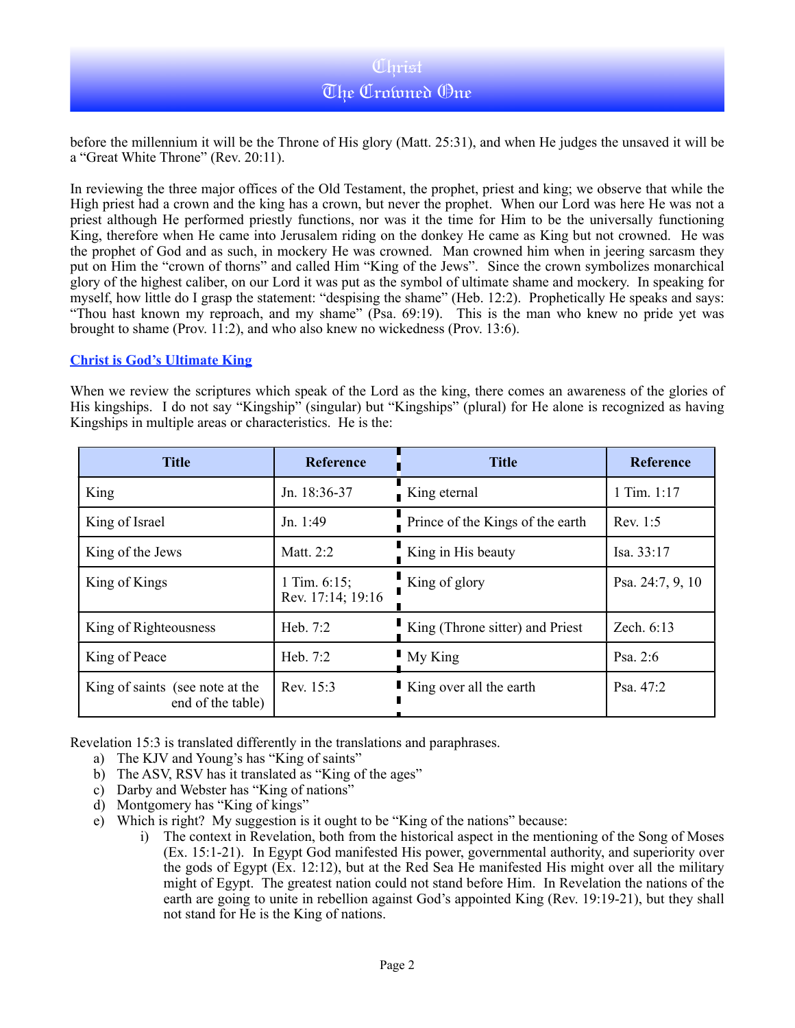before the millennium it will be the Throne of His glory (Matt. 25:31), and when He judges the unsaved it will be a "Great White Throne" (Rev. 20:11).

In reviewing the three major offices of the Old Testament, the prophet, priest and king; we observe that while the High priest had a crown and the king has a crown, but never the prophet. When our Lord was here He was not a priest although He performed priestly functions, nor was it the time for Him to be the universally functioning King, therefore when He came into Jerusalem riding on the donkey He came as King but not crowned. He was the prophet of God and as such, in mockery He was crowned. Man crowned him when in jeering sarcasm they put on Him the "crown of thorns" and called Him "King of the Jews". Since the crown symbolizes monarchical glory of the highest caliber, on our Lord it was put as the symbol of ultimate shame and mockery. In speaking for myself, how little do I grasp the statement: "despising the shame" (Heb. 12:2). Prophetically He speaks and says: "Thou hast known my reproach, and my shame" (Psa. 69:19). This is the man who knew no pride yet was brought to shame (Prov. 11:2), and who also knew no wickedness (Prov. 13:6).

## Christ is God's Ultimate King

When we review the scriptures which speak of the Lord as the king, there comes an awareness of the glories of His kingships. I do not say "Kingship" (singular) but "Kingships" (plural) for He alone is recognized as having Kingships in multiple areas or characteristics. He is the:

| Title | Reference | Title | Reference |
|---|---|---|---|
| King | Jn. 18:36-37 | King eternal | 1 Tim. 1:17 |
| King of Israel | Jn. 1:49 | Prince of the Kings of the earth | Rev. 1:5 |
| King of the Jews | Matt. 2:2 | King in His beauty | Isa. 33:17 |
| King of Kings | 1 Tim. 6:15; Rev. 17:14; 19:16 | King of glory | Psa. 24:7, 9, 10 |
| King of Righteousness | Heb. 7:2 | King (Throne sitter) and Priest | Zech. 6:13 |
| King of Peace | Heb. 7:2 | My King | Psa. 2:6 |
| King of saints (see note at the end of the table) | Rev. 15:3 | King over all the earth | Psa. 47:2 |

Revelation 15:3 is translated differently in the translations and paraphrases.

a) The KJV and Young's has "King of saints"
b) The ASV, RSV has it translated as "King of the ages"
c) Darby and Webster has "King of nations"
d) Montgomery has "King of kings"
e) Which is right? My suggestion is it ought to be "King of the nations" because:
    i) The context in Revelation, both from the historical aspect in the mentioning of the Song of Moses (Ex. 15:1-21). In Egypt God manifested His power, governmental authority, and superiority over the gods of Egypt (Ex. 12:12), but at the Red Sea He manifested His might over all the military might of Egypt. The greatest nation could not stand before Him. In Revelation the nations of the earth are going to unite in rebellion against God's appointed King (Rev. 19:19-21), but they shall not stand for He is the King of nations.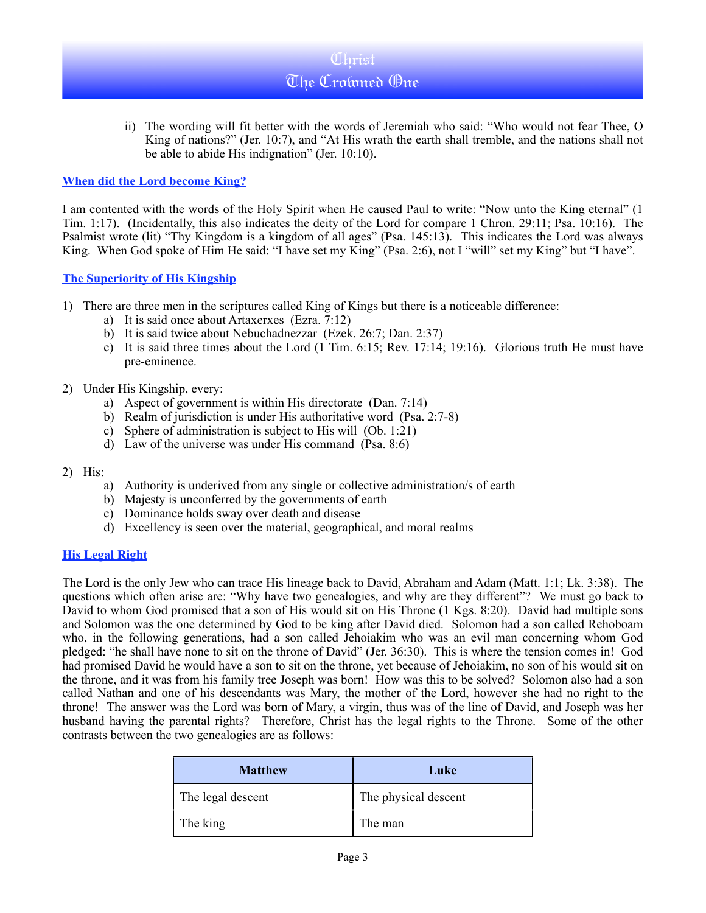ii) The wording will fit better with the words of Jeremiah who said: "Who would not fear Thee, O King of nations?" (Jer. 10:7), and "At His wrath the earth shall tremble, and the nations shall not be able to abide His indignation" (Jer. 10:10).

## When did the Lord become King?

I am contented with the words of the Holy Spirit when He caused Paul to write: "Now unto the King eternal" (1 Tim. 1:17). (Incidentally, this also indicates the deity of the Lord for compare 1 Chron. 29:11; Psa. 10:16). The Psalmist wrote (lit) "Thy Kingdom is a kingdom of all ages" (Psa. 145:13). This indicates the Lord was always King. When God spoke of Him He said: "I have <u>set</u> my King" (Psa. 2:6), not I "will" set my King" but "I have".

## The Superiority of His Kingship

1) There are three men in the scriptures called King of Kings but there is a noticeable difference:
   a) It is said once about Artaxerxes (Ezra. 7:12)
   b) It is said twice about Nebuchadnezzar (Ezek. 26:7; Dan. 2:37)
   c) It is said three times about the Lord (1 Tim. 6:15; Rev. 17:14; 19:16). Glorious truth He must have pre-eminence.

2) Under His Kingship, every:
   a) Aspect of government is within His directorate (Dan. 7:14)
   b) Realm of jurisdiction is under His authoritative word (Psa. 2:7-8)
   c) Sphere of administration is subject to His will (Ob. 1:21)
   d) Law of the universe was under His command (Psa. 8:6)

2) His:
   a) Authority is underived from any single or collective administration/s of earth
   b) Majesty is unconferred by the governments of earth
   c) Dominance holds sway over death and disease
   d) Excellency is seen over the material, geographical, and moral realms

## His Legal Right

The Lord is the only Jew who can trace His lineage back to David, Abraham and Adam (Matt. 1:1; Lk. 3:38). The questions which often arise are: "Why have two genealogies, and why are they different"? We must go back to David to whom God promised that a son of His would sit on His Throne (1 Kgs. 8:20). David had multiple sons and Solomon was the one determined by God to be king after David died. Solomon had a son called Rehoboam who, in the following generations, had a son called Jehoiakim who was an evil man concerning whom God pledged: "he shall have none to sit on the throne of David" (Jer. 36:30). This is where the tension comes in! God had promised David he would have a son to sit on the throne, yet because of Jehoiakim, no son of his would sit on the throne, and it was from his family tree Joseph was born! How was this to be solved? Solomon also had a son called Nathan and one of his descendants was Mary, the mother of the Lord, however she had no right to the throne! The answer was the Lord was born of Mary, a virgin, thus was of the line of David, and Joseph was her husband having the parental rights? Therefore, Christ has the legal rights to the Throne. Some of the other contrasts between the two genealogies are as follows:

| Matthew | Luke |
|---|---|
| The legal descent | The physical descent |
| The king | The man |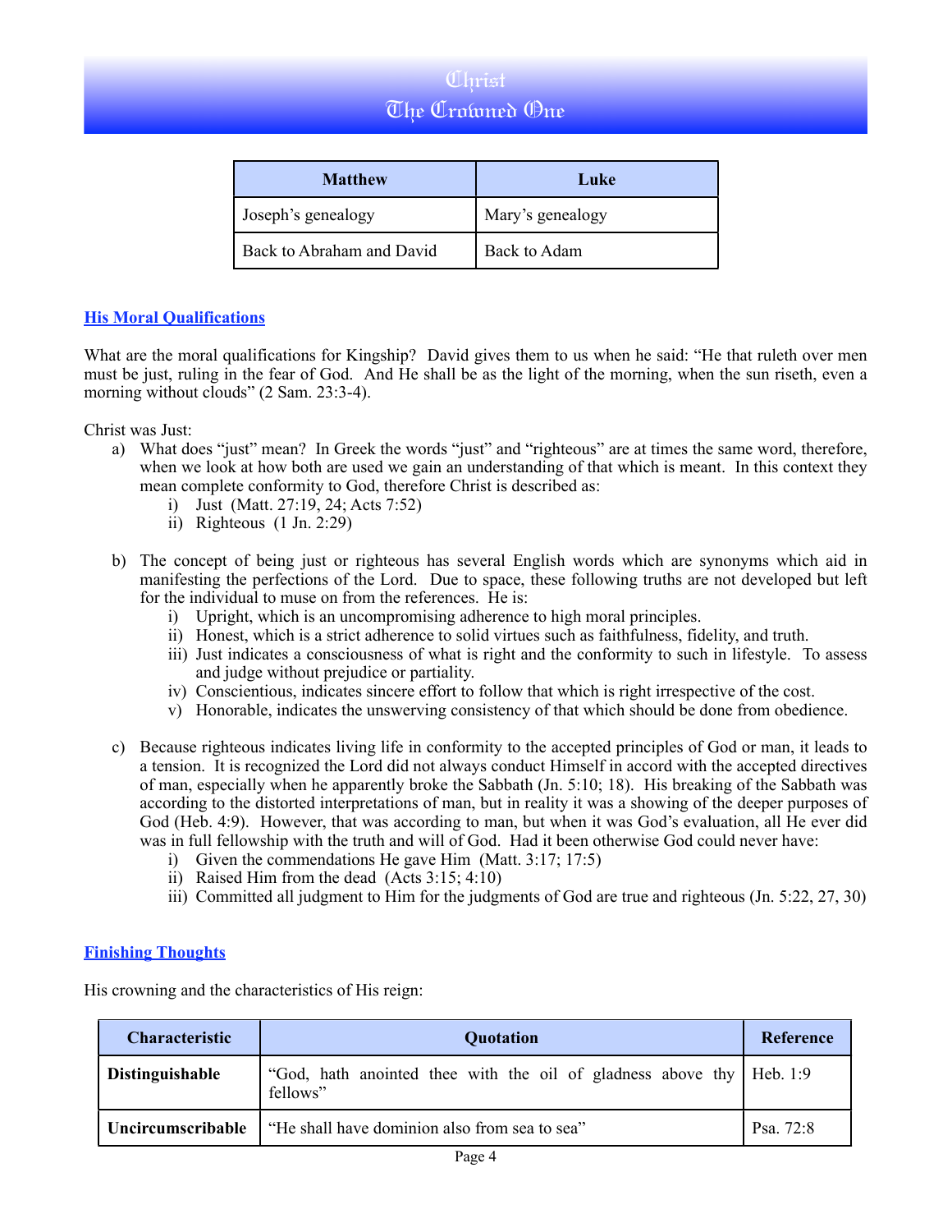| Matthew | Luke |
|---|---|
| Joseph's genealogy | Mary's genealogy |
| Back to Abraham and David | Back to Adam |

## His Moral Qualifications

What are the moral qualifications for Kingship? David gives them to us when he said: "He that ruleth over men must be just, ruling in the fear of God. And He shall be as the light of the morning, when the sun riseth, even a morning without clouds" (2 Sam. 23:3-4).

Christ was Just:

a) What does "just" mean? In Greek the words "just" and "righteous" are at times the same word, therefore, when we look at how both are used we gain an understanding of that which is meant. In this context they mean complete conformity to God, therefore Christ is described as:
   i) Just (Matt. 27:19, 24; Acts 7:52)
   ii) Righteous (1 Jn. 2:29)

b) The concept of being just or righteous has several English words which are synonyms which aid in manifesting the perfections of the Lord. Due to space, these following truths are not developed but left for the individual to muse on from the references. He is:
   i) Upright, which is an uncompromising adherence to high moral principles.
   ii) Honest, which is a strict adherence to solid virtues such as faithfulness, fidelity, and truth.
   iii) Just indicates a consciousness of what is right and the conformity to such in lifestyle. To assess and judge without prejudice or partiality.
   iv) Conscientious, indicates sincere effort to follow that which is right irrespective of the cost.
   v) Honorable, indicates the unswerving consistency of that which should be done from obedience.

c) Because righteous indicates living life in conformity to the accepted principles of God or man, it leads to a tension. It is recognized the Lord did not always conduct Himself in accord with the accepted directives of man, especially when he apparently broke the Sabbath (Jn. 5:10; 18). His breaking of the Sabbath was according to the distorted interpretations of man, but in reality it was a showing of the deeper purposes of God (Heb. 4:9). However, that was according to man, but when it was God's evaluation, all He ever did was in full fellowship with the truth and will of God. Had it been otherwise God could never have:
   i) Given the commendations He gave Him (Matt. 3:17; 17:5)
   ii) Raised Him from the dead (Acts 3:15; 4:10)
   iii) Committed all judgment to Him for the judgments of God are true and righteous (Jn. 5:22, 27, 30)

## Finishing Thoughts

His crowning and the characteristics of His reign:

| Characteristic | Quotation | Reference |
|---|---|---|
| **Distinguishable** | "God, hath anointed thee with the oil of gladness above thy fellows" | Heb. 1:9 |
| **Uncircumscribable** | "He shall have dominion also from sea to sea" | Psa. 72:8 |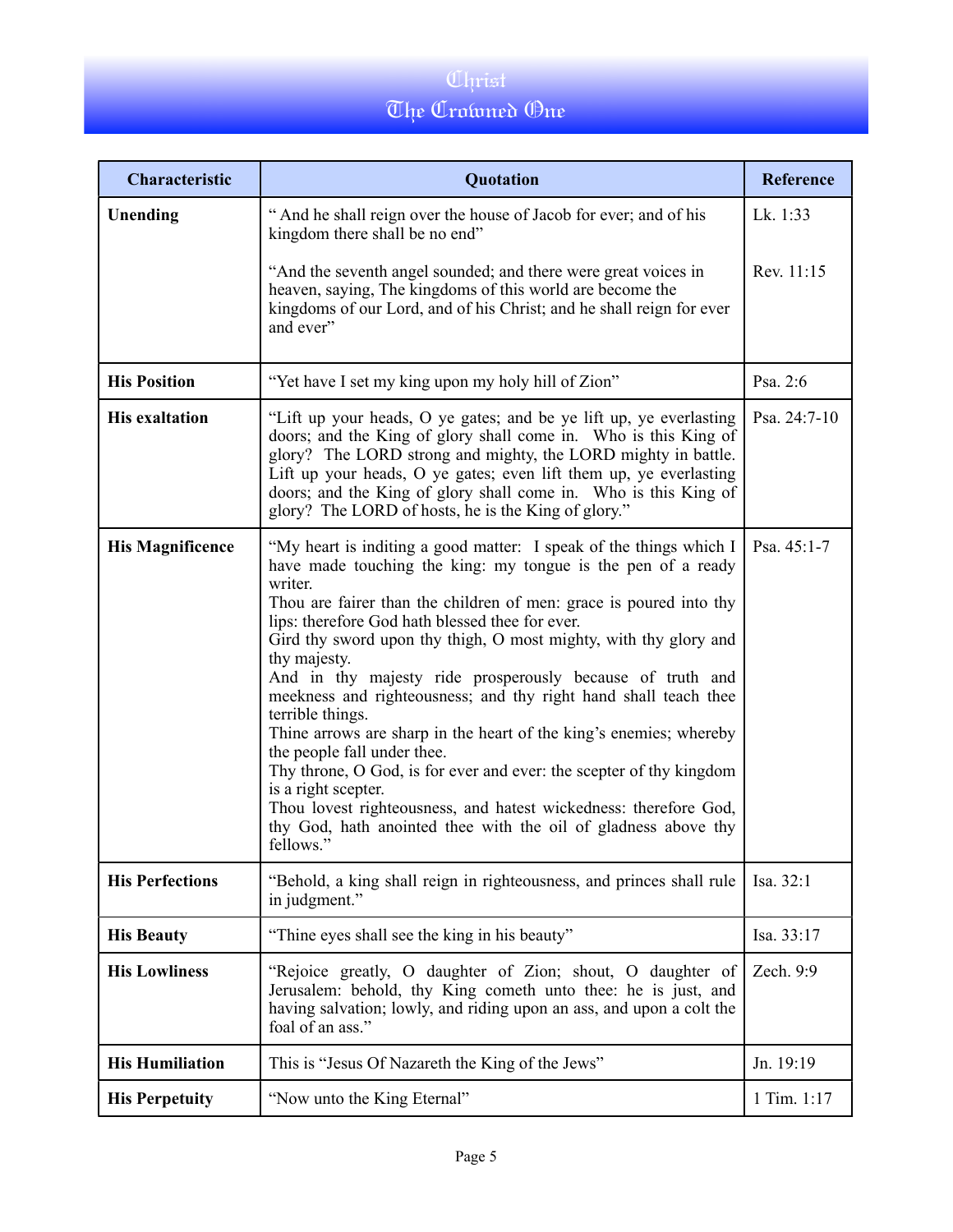# Christ
# The Crowned One

| Characteristic | Quotation | Reference |
|---|---|---|
| **Unending** | " And he shall reign over the house of Jacob for ever; and of his kingdom there shall be no end"<br><br>"And the seventh angel sounded; and there were great voices in heaven, saying, The kingdoms of this world are become the kingdoms of our Lord, and of his Christ; and he shall reign for ever and ever" | Lk. 1:33<br><br>Rev. 11:15 |
| **His Position** | "Yet have I set my king upon my holy hill of Zion" | Psa. 2:6 |
| **His exaltation** | "Lift up your heads, O ye gates; and be ye lift up, ye everlasting doors; and the King of glory shall come in. Who is this King of glory? The LORD strong and mighty, the LORD mighty in battle. Lift up your heads, O ye gates; even lift them up, ye everlasting doors; and the King of glory shall come in. Who is this King of glory? The LORD of hosts, he is the King of glory." | Psa. 24:7-10 |
| **His Magnificence** | "My heart is inditing a good matter: I speak of the things which I have made touching the king: my tongue is the pen of a ready writer.<br>Thou are fairer than the children of men: grace is poured into thy lips: therefore God hath blessed thee for ever.<br>Gird thy sword upon thy thigh, O most mighty, with thy glory and thy majesty.<br>And in thy majesty ride prosperously because of truth and meekness and righteousness; and thy right hand shall teach thee terrible things.<br>Thine arrows are sharp in the heart of the king's enemies; whereby the people fall under thee.<br>Thy throne, O God, is for ever and ever: the scepter of thy kingdom is a right scepter.<br>Thou lovest righteousness, and hatest wickedness: therefore God, thy God, hath anointed thee with the oil of gladness above thy fellows." | Psa. 45:1-7 |
| **His Perfections** | "Behold, a king shall reign in righteousness, and princes shall rule in judgment." | Isa. 32:1 |
| **His Beauty** | "Thine eyes shall see the king in his beauty" | Isa. 33:17 |
| **His Lowliness** | "Rejoice greatly, O daughter of Zion; shout, O daughter of Jerusalem: behold, thy King cometh unto thee: he is just, and having salvation; lowly, and riding upon an ass, and upon a colt the foal of an ass." | Zech. 9:9 |
| **His Humiliation** | This is "Jesus Of Nazareth the King of the Jews" | Jn. 19:19 |
| **His Perpetuity** | "Now unto the King Eternal" | 1 Tim. 1:17 |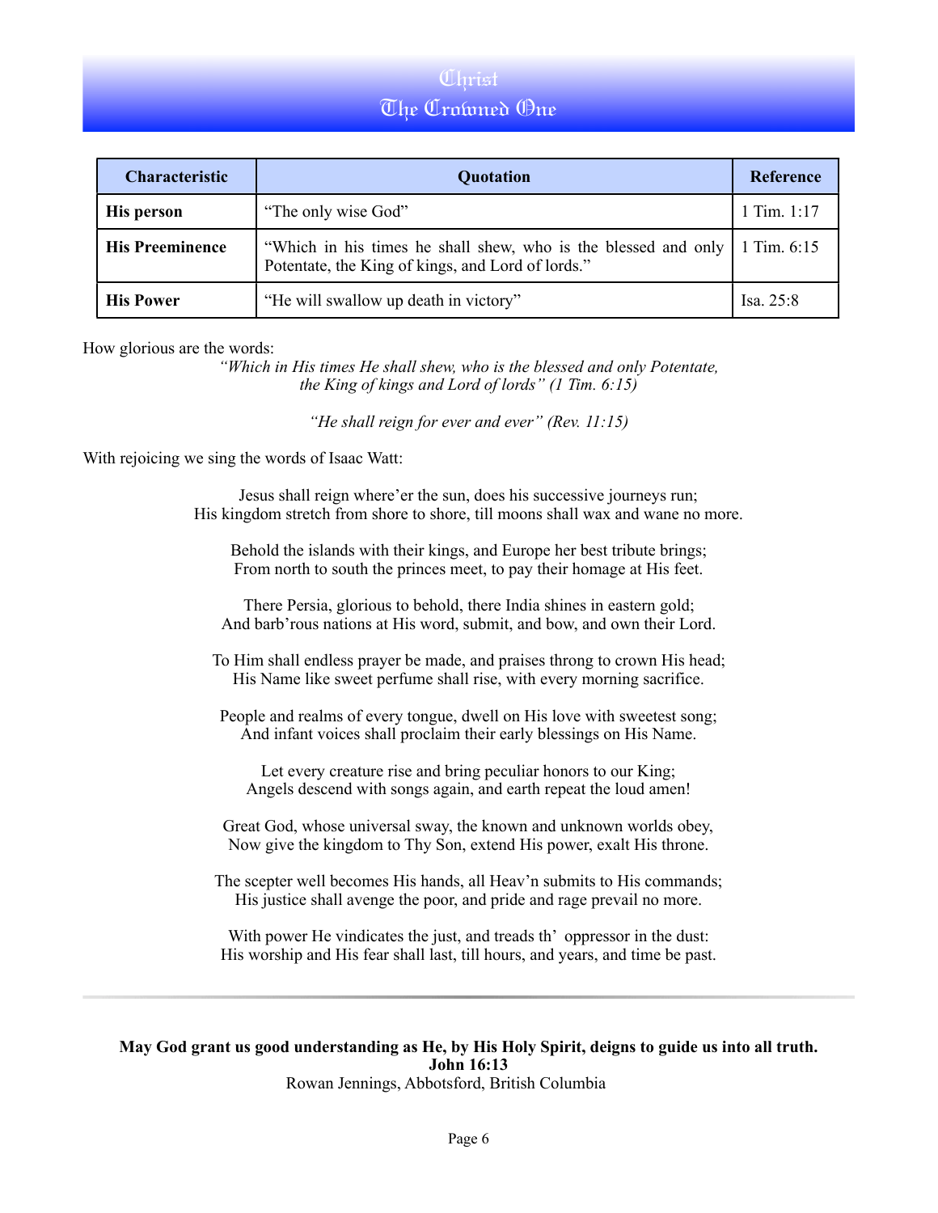# Christ
# The Crowned One

| Characteristic | Quotation | Reference |
| --- | --- | --- |
| **His person** | “The only wise God” | 1 Tim. 1:17 |
| **His Preeminence** | “Which in his times he shall shew, who is the blessed and only Potentate, the King of kings, and Lord of lords.” | 1 Tim. 6:15 |
| **His Power** | “He will swallow up death in victory” | Isa. 25:8 |

How glorious are the words:

*“Which in His times He shall shew, who is the blessed and only Potentate, the King of kings and Lord of lords” (1 Tim. 6:15)*

*“He shall reign for ever and ever” (Rev. 11:15)*

With rejoicing we sing the words of Isaac Watt:

Jesus shall reign where’er the sun, does his successive journeys run;
His kingdom stretch from shore to shore, till moons shall wax and wane no more.

Behold the islands with their kings, and Europe her best tribute brings;
From north to south the princes meet, to pay their homage at His feet.

There Persia, glorious to behold, there India shines in eastern gold;
And barb’rous nations at His word, submit, and bow, and own their Lord.

To Him shall endless prayer be made, and praises throng to crown His head;
His Name like sweet perfume shall rise, with every morning sacrifice.

People and realms of every tongue, dwell on His love with sweetest song;
And infant voices shall proclaim their early blessings on His Name.

Let every creature rise and bring peculiar honors to our King;
Angels descend with songs again, and earth repeat the loud amen!

Great God, whose universal sway, the known and unknown worlds obey,
Now give the kingdom to Thy Son, extend His power, exalt His throne.

The scepter well becomes His hands, all Heav’n submits to His commands;
His justice shall avenge the poor, and pride and rage prevail no more.

With power He vindicates the just, and treads th’ oppressor in the dust:
His worship and His fear shall last, till hours, and years, and time be past.

---

**May God grant us good understanding as He, by His Holy Spirit, deigns to guide us into all truth. John 16:13**

Rowan Jennings, Abbotsford, British Columbia